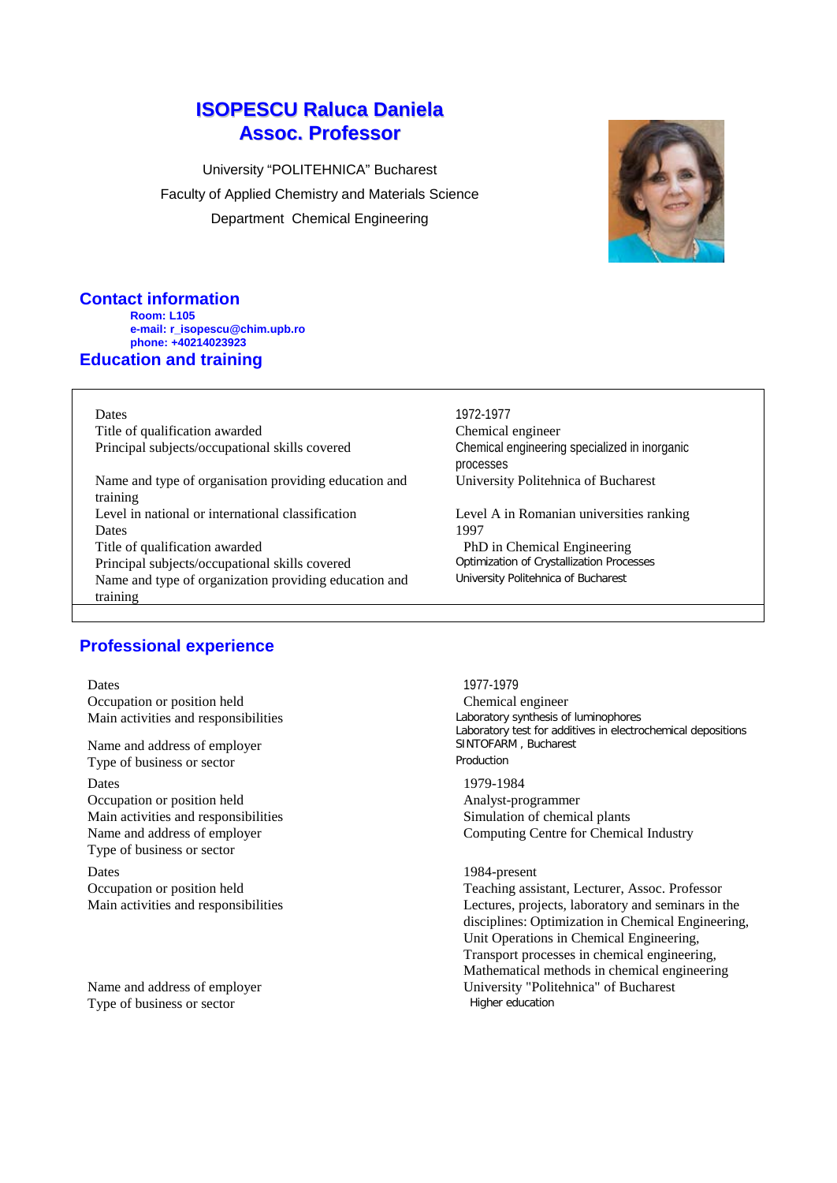# ISOPESCU Raluca Daniela
# Assoc. Professor

University "POLITEHNICA" Bucharest

Faculty of Applied Chemistry and Materials Science

Department Chemical Engineering

## Contact information

**Room: L105**
**e-mail: r_isopescu@chim.upb.ro**
**phone: +40214023923**

## Education and training

| | |
|---|---|
| Dates | 1972-1977 |
| Title of qualification awarded | Chemical engineer |
| Principal subjects/occupational skills covered | Chemical engineering specialized in inorganic processes |
| Name and type of organisation providing education and training | University Politehnica of Bucharest |
| Level in national or international classification | Level A in Romanian universities ranking |
| Dates | 1997 |
| Title of qualification awarded | PhD in Chemical Engineering |
| Principal subjects/occupational skills covered | Optimization of Crystallization Processes |
| Name and type of organization providing education and training | University Politehnica of Bucharest |

## Professional experience

| | |
|---|---|
| Dates | 1977-1979 |
| Occupation or position held | Chemical engineer |
| Main activities and responsibilities | Laboratory synthesis of luminophores<br>Laboratory test for additives in electrochemical depositions |
| Name and address of employer | SINTOFARM , Bucharest |
| Type of business or sector | Production |
| Dates | 1979-1984 |
| Occupation or position held | Analyst-programmer |
| Main activities and responsibilities | Simulation of chemical plants |
| Name and address of employer | Computing Centre for Chemical Industry |
| Type of business or sector | |
| Dates | 1984-present |
| Occupation or position held | Teaching assistant, Lecturer, Assoc. Professor |
| Main activities and responsibilities | Lectures, projects, laboratory and seminars in the disciplines: Optimization in Chemical Engineering, Unit Operations in Chemical Engineering, Transport processes in chemical engineering, Mathematical methods in chemical engineering |
| Name and address of employer | University "Politehnica" of Bucharest |
| Type of business or sector | Higher education |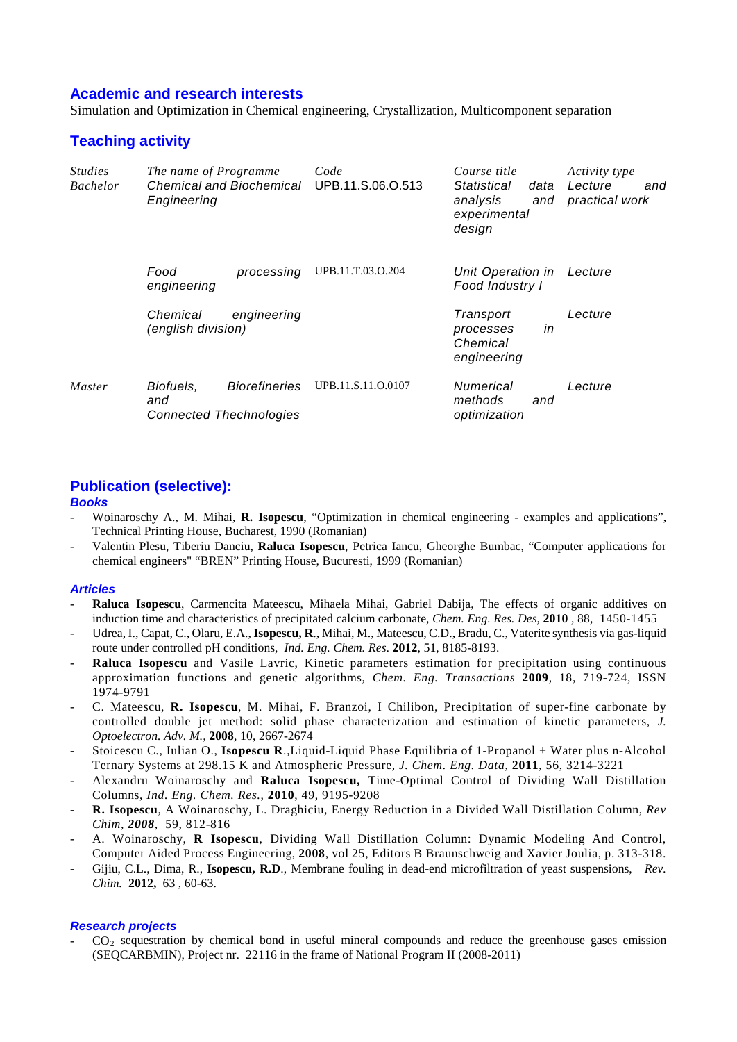## Academic and research interests

Simulation and Optimization in Chemical engineering, Crystallization, Multicomponent separation

## Teaching activity

| *Studies* | *The name of Programme* | *Code* | *Course title* | *Activity type* |
|---|---|---|---|---|
| *Bachelor* | *Chemical and Biochemical Engineering* | UPB.11.S.06.O.513 | *Statistical data analysis and experimental design* | *Lecture and practical work* |
| | *Food processing engineering* | UPB.11.T.03.O.204 | *Unit Operation in Food Industry I* | *Lecture* |
| | *Chemical engineering (english division)* | | *Transport processes in Chemical engineering* | *Lecture* |
| *Master* | *Biofuels, Biorefineries and Connected Thechnologies* | UPB.11.S.11.O.0107 | *Numerical methods and optimization* | *Lecture* |

## Publication (selective):

### *Books*

- Woinaroschy A., M. Mihai, **R. Isopescu**, "Optimization in chemical engineering - examples and applications", Technical Printing House, Bucharest, 1990 (Romanian)
- Valentin Plesu, Tiberiu Danciu, **Raluca Isopescu**, Petrica Iancu, Gheorghe Bumbac, "Computer applications for chemical engineers" "BREN" Printing House, Bucuresti, 1999 (Romanian)

### *Articles*

- **Raluca Isopescu**, Carmencita Mateescu, Mihaela Mihai, Gabriel Dabija, The effects of organic additives on induction time and characteristics of precipitated calcium carbonate, *Chem. Eng. Res. Des,* **2010** , 88, 1450-1455
- Udrea, I., Capat, C., Olaru, E.A., **Isopescu, R**., Mihai, M., Mateescu, C.D., Bradu, C., Vaterite synthesis via gas-liquid route under controlled pH conditions, *Ind. Eng. Chem. Res.* **2012**, 51, 8185-8193.
- **Raluca Isopescu** and Vasile Lavric, Kinetic parameters estimation for precipitation using continuous approximation functions and genetic algorithms, *Chem. Eng. Transactions* **2009**, 18, 719-724, ISSN 1974-9791
- C. Mateescu, **R. Isopescu**, M. Mihai, F. Branzoi, I Chilibon, Precipitation of super-fine carbonate by controlled double jet method: solid phase characterization and estimation of kinetic parameters, *J. Optoelectron. Adv. M.*, **2008**, 10, 2667-2674
- Stoicescu C., Iulian O., **Isopescu R**.,Liquid-Liquid Phase Equilibria of 1-Propanol + Water plus n-Alcohol Ternary Systems at 298.15 K and Atmospheric Pressure, *J. Chem. Eng. Data*, **2011**, 56, 3214-3221
- Alexandru Woinaroschy and **Raluca Isopescu,** Time-Optimal Control of Dividing Wall Distillation Columns, *Ind. Eng. Chem. Res.*, **2010**, 49, 9195-9208
- **R. Isopescu**, A Woinaroschy, L. Draghiciu, Energy Reduction in a Divided Wall Distillation Column, *Rev Chim, **2008**,* 59, 812-816
- A. Woinaroschy, **R Isopescu**, Dividing Wall Distillation Column: Dynamic Modeling And Control, Computer Aided Process Engineering, **2008**, vol 25, Editors B Braunschweig and Xavier Joulia, p. 313-318.
- Gijiu, C.L., Dima, R., **Isopescu, R.D**., Membrane fouling in dead-end microfiltration of yeast suspensions, *Rev. Chim.* **2012,** 63 , 60-63.

### *Research projects*

- $CO_2$ sequestration by chemical bond in useful mineral compounds and reduce the greenhouse gases emission (SEQCARBMIN), Project nr. 22116 in the frame of National Program II (2008-2011)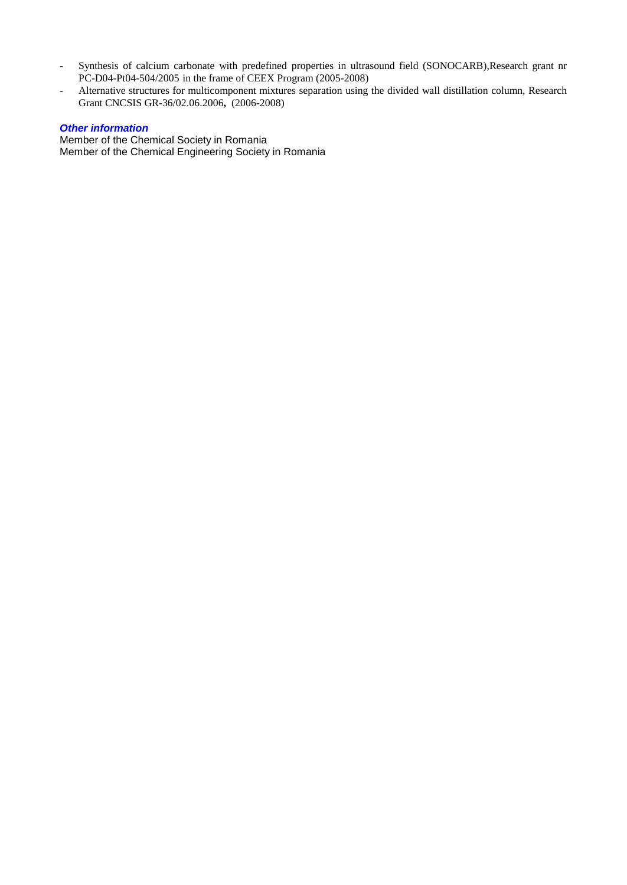- Synthesis of calcium carbonate with predefined properties in ultrasound field (SONOCARB),Research grant nr PC-D04-Pt04-504/2005 in the frame of CEEX Program (2005-2008)
- Alternative structures for multicomponent mixtures separation using the divided wall distillation column, Research Grant CNCSIS GR-36/02.06.2006**,** (2006-2008)

***Other information***

Member of the Chemical Society in Romania
Member of the Chemical Engineering Society in Romania